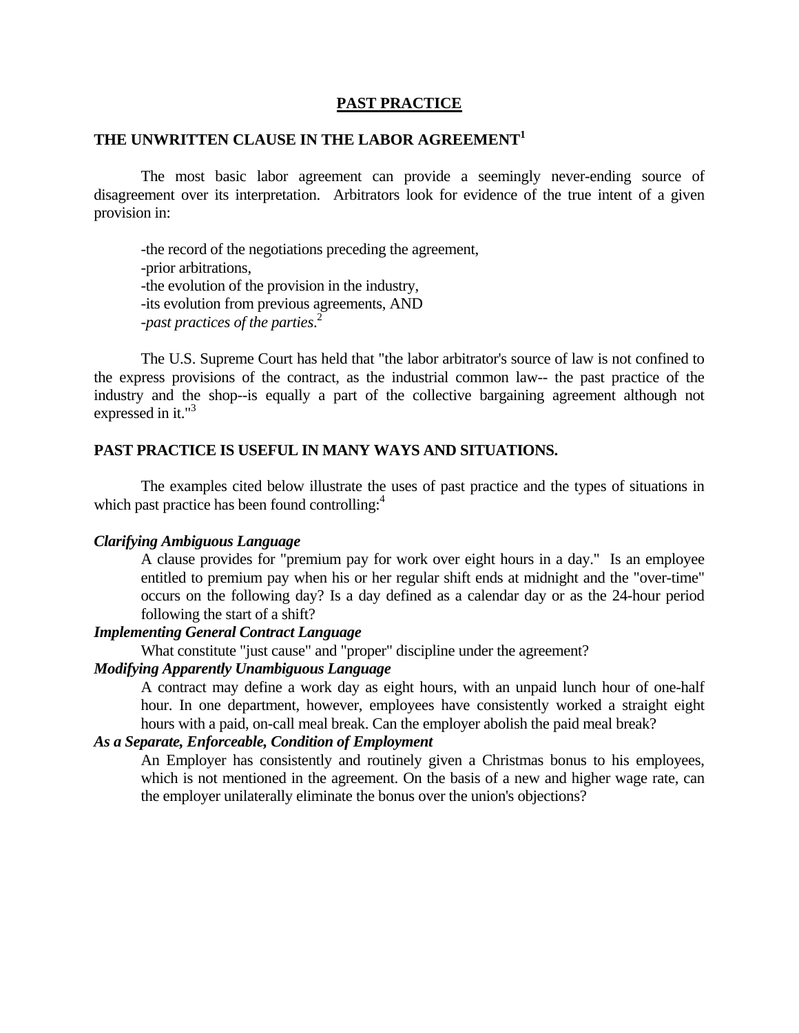# PAST PRACTICE

## THE UNWRITTEN CLAUSE IN THE LABOR AGREEMENT[1]

The most basic labor agreement can provide a seemingly never-ending source of disagreement over its interpretation. Arbitrators look for evidence of the true intent of a given provision in:

-the record of the negotiations preceding the agreement,
-prior arbitrations,
-the evolution of the provision in the industry,
-its evolution from previous agreements, AND
-*past practices of the parties*.[2]

The U.S. Supreme Court has held that "the labor arbitrator's source of law is not confined to the express provisions of the contract, as the industrial common law-- the past practice of the industry and the shop--is equally a part of the collective bargaining agreement although not expressed in it."[3]

## PAST PRACTICE IS USEFUL IN MANY WAYS AND SITUATIONS.

The examples cited below illustrate the uses of past practice and the types of situations in which past practice has been found controlling:[4]

***Clarifying Ambiguous Language***

A clause provides for "premium pay for work over eight hours in a day." Is an employee entitled to premium pay when his or her regular shift ends at midnight and the "over-time" occurs on the following day? Is a day defined as a calendar day or as the 24-hour period following the start of a shift?

***Implementing General Contract Language***

What constitute "just cause" and "proper" discipline under the agreement?

***Modifying Apparently Unambiguous Language***

A contract may define a work day as eight hours, with an unpaid lunch hour of one-half hour. In one department, however, employees have consistently worked a straight eight hours with a paid, on-call meal break. Can the employer abolish the paid meal break?

***As a Separate, Enforceable, Condition of Employment***

An Employer has consistently and routinely given a Christmas bonus to his employees, which is not mentioned in the agreement. On the basis of a new and higher wage rate, can the employer unilaterally eliminate the bonus over the union's objections?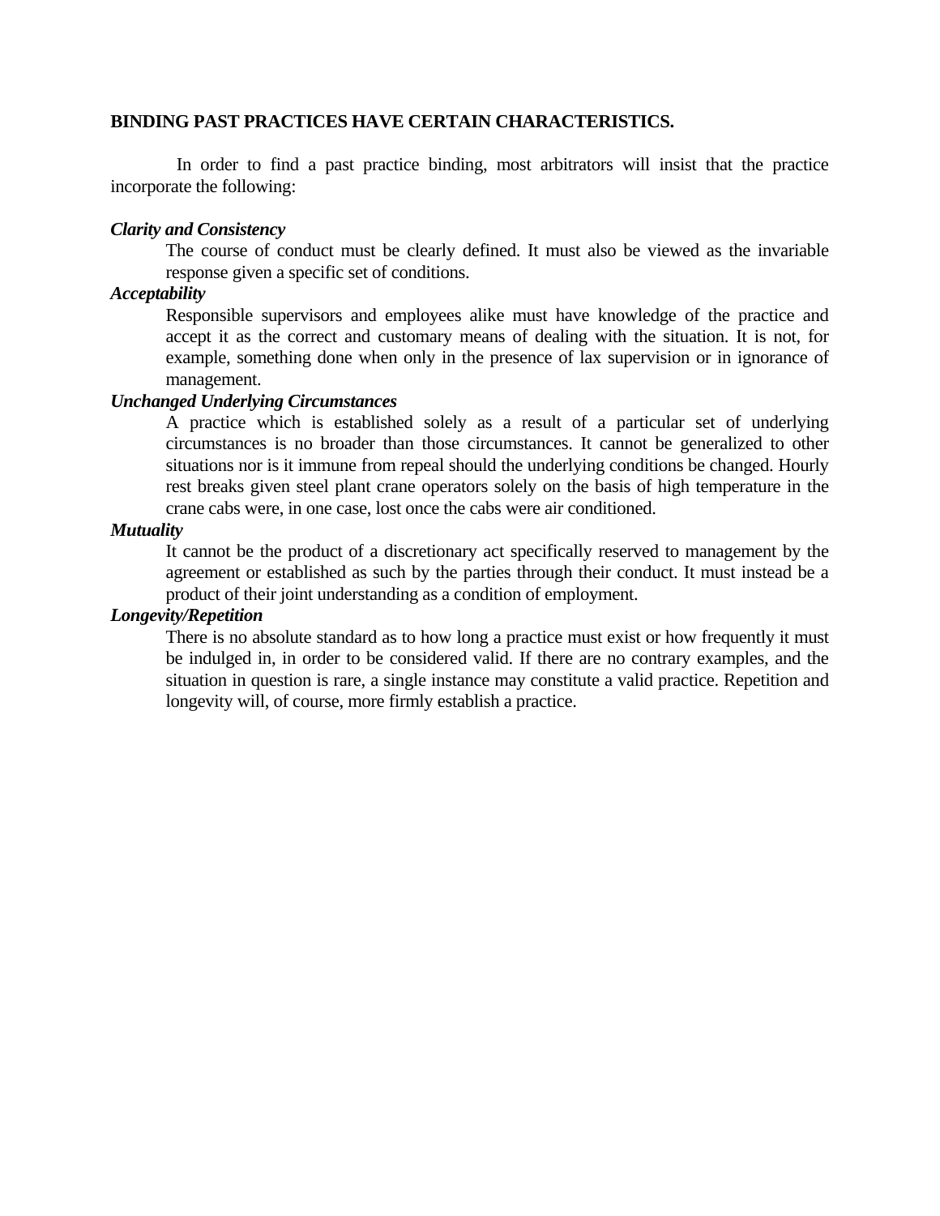**BINDING PAST PRACTICES HAVE CERTAIN CHARACTERISTICS.**

In order to find a past practice binding, most arbitrators will insist that the practice incorporate the following:

***Clarity and Consistency***

The course of conduct must be clearly defined. It must also be viewed as the invariable response given a specific set of conditions.

***Acceptability***

Responsible supervisors and employees alike must have knowledge of the practice and accept it as the correct and customary means of dealing with the situation. It is not, for example, something done when only in the presence of lax supervision or in ignorance of management.

***Unchanged Underlying Circumstances***

A practice which is established solely as a result of a particular set of underlying circumstances is no broader than those circumstances. It cannot be generalized to other situations nor is it immune from repeal should the underlying conditions be changed. Hourly rest breaks given steel plant crane operators solely on the basis of high temperature in the crane cabs were, in one case, lost once the cabs were air conditioned.

***Mutuality***

It cannot be the product of a discretionary act specifically reserved to management by the agreement or established as such by the parties through their conduct. It must instead be a product of their joint understanding as a condition of employment.

***Longevity/Repetition***

There is no absolute standard as to how long a practice must exist or how frequently it must be indulged in, in order to be considered valid. If there are no contrary examples, and the situation in question is rare, a single instance may constitute a valid practice. Repetition and longevity will, of course, more firmly establish a practice.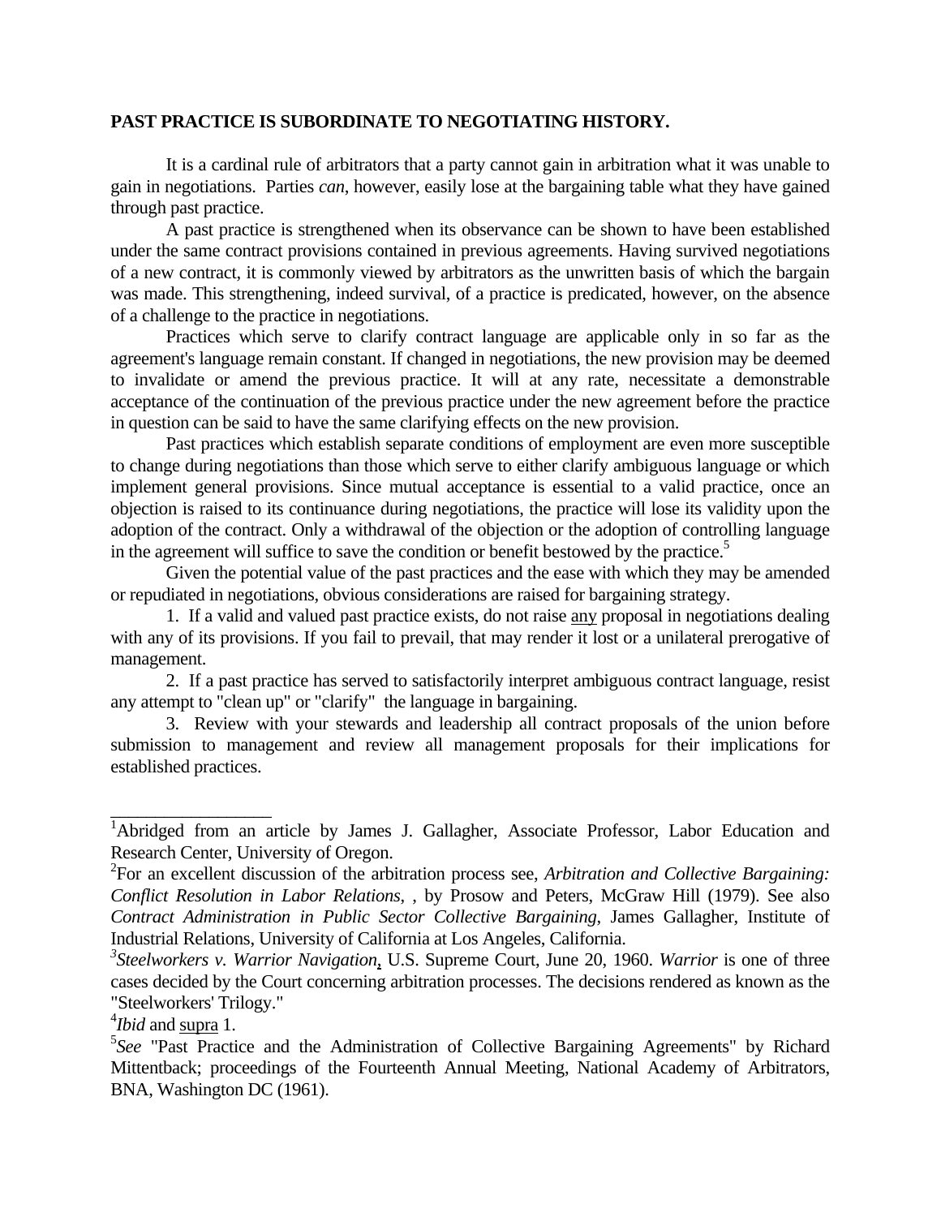**PAST PRACTICE IS SUBORDINATE TO NEGOTIATING HISTORY.**

It is a cardinal rule of arbitrators that a party cannot gain in arbitration what it was unable to gain in negotiations. Parties *can*, however, easily lose at the bargaining table what they have gained through past practice.

A past practice is strengthened when its observance can be shown to have been established under the same contract provisions contained in previous agreements. Having survived negotiations of a new contract, it is commonly viewed by arbitrators as the unwritten basis of which the bargain was made. This strengthening, indeed survival, of a practice is predicated, however, on the absence of a challenge to the practice in negotiations.

Practices which serve to clarify contract language are applicable only in so far as the agreement's language remain constant. If changed in negotiations, the new provision may be deemed to invalidate or amend the previous practice. It will at any rate, necessitate a demonstrable acceptance of the continuation of the previous practice under the new agreement before the practice in question can be said to have the same clarifying effects on the new provision.

Past practices which establish separate conditions of employment are even more susceptible to change during negotiations than those which serve to either clarify ambiguous language or which implement general provisions. Since mutual acceptance is essential to a valid practice, once an objection is raised to its continuance during negotiations, the practice will lose its validity upon the adoption of the contract. Only a withdrawal of the objection or the adoption of controlling language in the agreement will suffice to save the condition or benefit bestowed by the practice.[5]

Given the potential value of the past practices and the ease with which they may be amended or repudiated in negotiations, obvious considerations are raised for bargaining strategy.

1. If a valid and valued past practice exists, do not raise <u>any</u> proposal in negotiations dealing with any of its provisions. If you fail to prevail, that may render it lost or a unilateral prerogative of management.

2. If a past practice has served to satisfactorily interpret ambiguous contract language, resist any attempt to "clean up" or "clarify" the language in bargaining.

3. Review with your stewards and leadership all contract proposals of the union before submission to management and review all management proposals for their implications for established practices.

---

[1]Abridged from an article by James J. Gallagher, Associate Professor, Labor Education and Research Center, University of Oregon.

[2]For an excellent discussion of the arbitration process see, *Arbitration and Collective Bargaining: Conflict Resolution in Labor Relations*, , by Prosow and Peters, McGraw Hill (1979). See also *Contract Administration in Public Sector Collective Bargaining*, James Gallagher, Institute of Industrial Relations, University of California at Los Angeles, California.

[3]*Steelworkers v. Warrior Navigation*, U.S. Supreme Court, June 20, 1960. *Warrior* is one of three cases decided by the Court concerning arbitration processes. The decisions rendered as known as the "Steelworkers' Trilogy."

[4]*Ibid* and <u>supra</u> 1.

[5]*See* "Past Practice and the Administration of Collective Bargaining Agreements" by Richard Mittenback; proceedings of the Fourteenth Annual Meeting, National Academy of Arbitrators, BNA, Washington DC (1961).